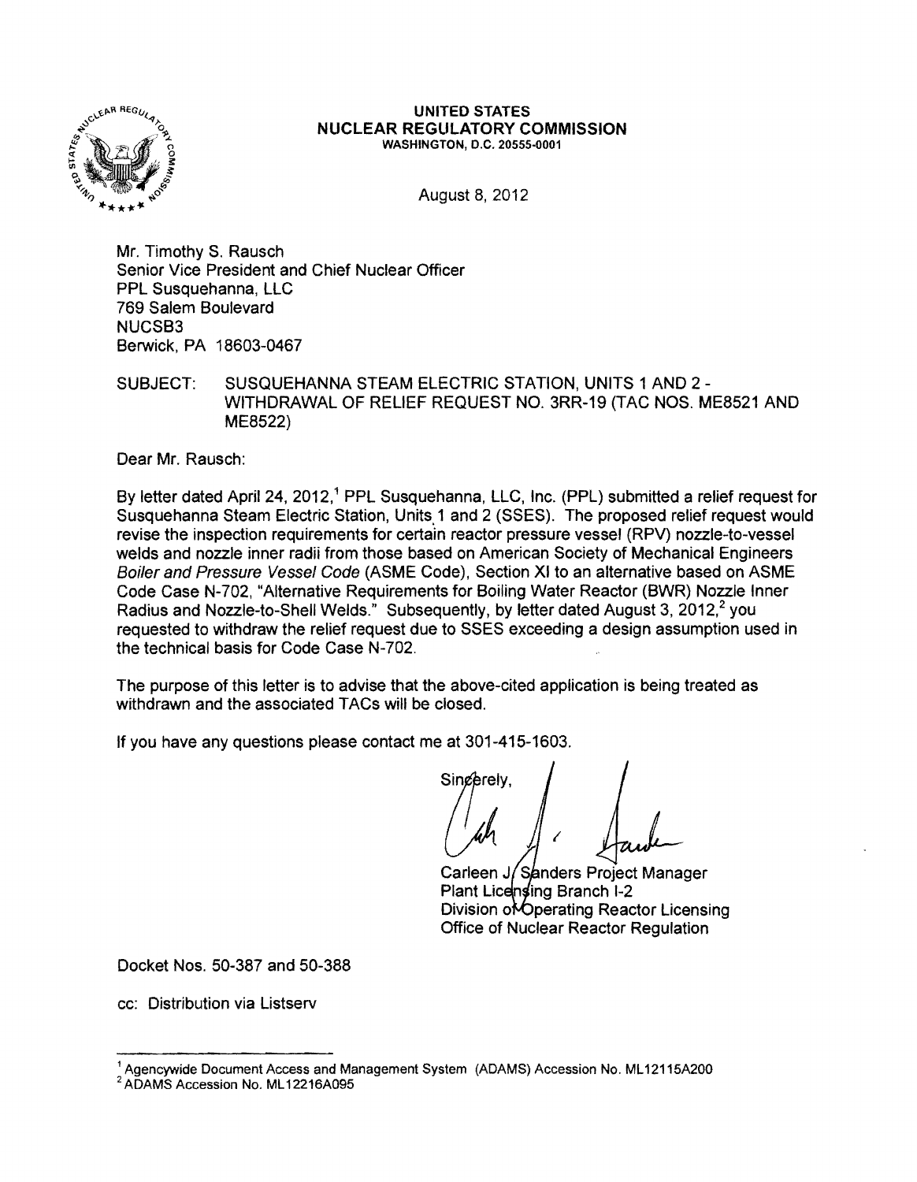**UNITED STATES**
**NUCLEAR REGULATORY COMMISSION**
WASHINGTON, D.C. 20555-0001

August 8, 2012

Mr. Timothy S. Rausch
Senior Vice President and Chief Nuclear Officer
PPL Susquehanna, LLC
769 Salem Boulevard
NUCSB3
Berwick, PA 18603-0467

SUBJECT: SUSQUEHANNA STEAM ELECTRIC STATION, UNITS 1 AND 2 - WITHDRAWAL OF RELIEF REQUEST NO. 3RR-19 (TAC NOS. ME8521 AND ME8522)

Dear Mr. Rausch:

By letter dated April 24, 2012,[1] PPL Susquehanna, LLC, Inc. (PPL) submitted a relief request for Susquehanna Steam Electric Station, Units 1 and 2 (SSES). The proposed relief request would revise the inspection requirements for certain reactor pressure vessel (RPV) nozzle-to-vessel welds and nozzle inner radii from those based on American Society of Mechanical Engineers *Boiler and Pressure Vessel Code* (ASME Code), Section XI to an alternative based on ASME Code Case N-702, "Alternative Requirements for Boiling Water Reactor (BWR) Nozzle Inner Radius and Nozzle-to-Shell Welds." Subsequently, by letter dated August 3, 2012,[2] you requested to withdraw the relief request due to SSES exceeding a design assumption used in the technical basis for Code Case N-702.

The purpose of this letter is to advise that the above-cited application is being treated as withdrawn and the associated TACs will be closed.

If you have any questions please contact me at 301-415-1603.

Sincerely,

Carleen J. Sanders Project Manager
Plant Licensing Branch I-2
Division of Operating Reactor Licensing
Office of Nuclear Reactor Regulation

Docket Nos. 50-387 and 50-388

cc: Distribution via Listserv

---

[1] Agencywide Document Access and Management System (ADAMS) Accession No. ML12115A200
[2] ADAMS Accession No. ML12216A095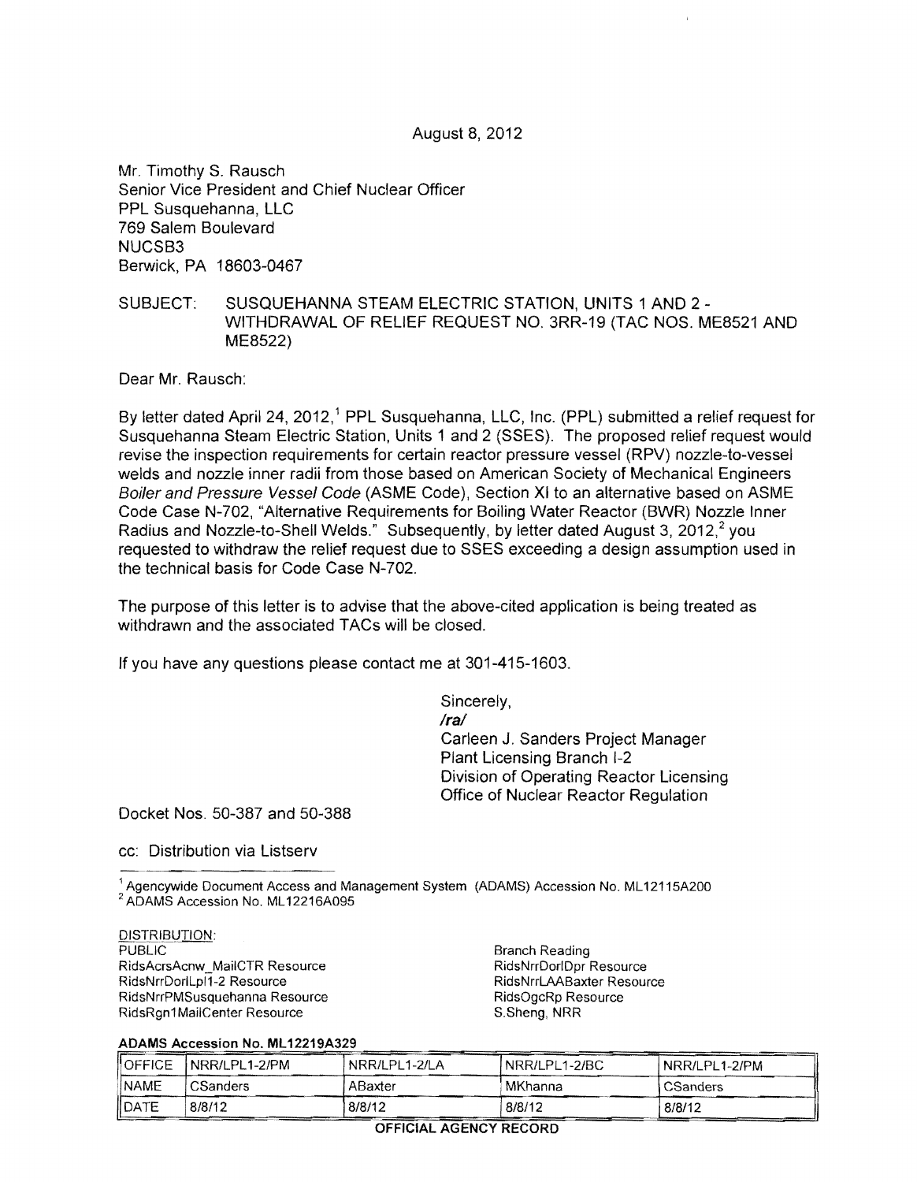August 8, 2012

Mr. Timothy S. Rausch
Senior Vice President and Chief Nuclear Officer
PPL Susquehanna, LLC
769 Salem Boulevard
NUCSB3
Berwick, PA 18603-0467

SUBJECT: SUSQUEHANNA STEAM ELECTRIC STATION, UNITS 1 AND 2 - WITHDRAWAL OF RELIEF REQUEST NO. 3RR-19 (TAC NOS. ME8521 AND ME8522)

Dear Mr. Rausch:

By letter dated April 24, 2012,[1] PPL Susquehanna, LLC, Inc. (PPL) submitted a relief request for Susquehanna Steam Electric Station, Units 1 and 2 (SSES). The proposed relief request would revise the inspection requirements for certain reactor pressure vessel (RPV) nozzle-to-vessel welds and nozzle inner radii from those based on American Society of Mechanical Engineers *Boiler and Pressure Vessel Code* (ASME Code), Section XI to an alternative based on ASME Code Case N-702, "Alternative Requirements for Boiling Water Reactor (BWR) Nozzle Inner Radius and Nozzle-to-Shell Welds." Subsequently, by letter dated August 3, 2012,[2] you requested to withdraw the relief request due to SSES exceeding a design assumption used in the technical basis for Code Case N-702.

The purpose of this letter is to advise that the above-cited application is being treated as withdrawn and the associated TACs will be closed.

If you have any questions please contact me at 301-415-1603.

Sincerely,
*/ra/*
Carleen J. Sanders Project Manager
Plant Licensing Branch I-2
Division of Operating Reactor Licensing
Office of Nuclear Reactor Regulation

Docket Nos. 50-387 and 50-388

cc: Distribution via Listserv

[1] Agencywide Document Access and Management System (ADAMS) Accession No. ML12115A200
[2] ADAMS Accession No. ML12216A095

DISTRIBUTION:
PUBLIC
RidsAcrsAcnw_MailCTR Resource
RidsNrrDorlLpl1-2 Resource
RidsNrrPMSusquehanna Resource
RidsRgn1MailCenter Resource
Branch Reading
RidsNrrDorlDpr Resource
RidsNrrLAABaxter Resource
RidsOgcRp Resource
S.Sheng, NRR

**ADAMS Accession No. ML12219A329**

| OFFICE | NRR/LPL1-2/PM | NRR/LPL1-2/LA | NRR/LPL1-2/BC | NRR/LPL1-2/PM |
|---|---|---|---|---|
| NAME | CSanders | ABaxter | MKhanna | CSanders |
| DATE | 8/8/12 | 8/8/12 | 8/8/12 | 8/8/12 |

**OFFICIAL AGENCY RECORD**